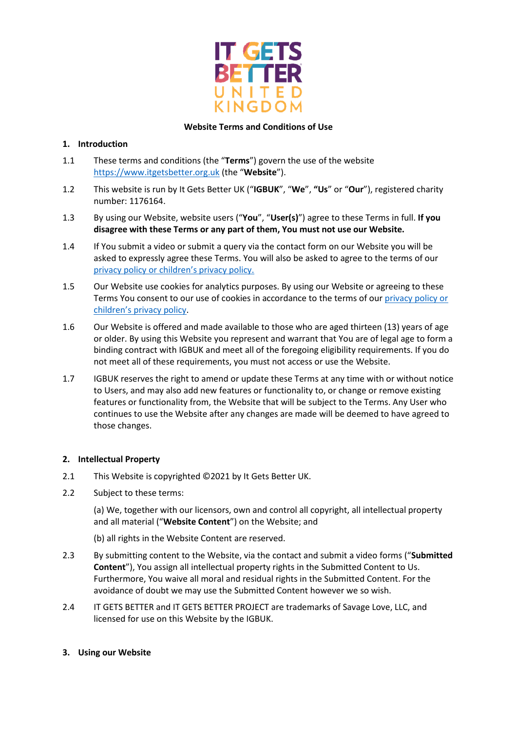IT GETS BETTER UNITED KINGDOM

**Website Terms and Conditions of Use**

## 1. Introduction

1.1 These terms and conditions (the "**Terms**") govern the use of the website https://www.itgetsbetter.org.uk (the "**Website**").

1.2 This website is run by It Gets Better UK ("**IGBUK**", "**We**", **"Us**" or "**Our**"), registered charity number: 1176164.

1.3 By using our Website, website users ("**You**", "**User(s)**") agree to these Terms in full. **If you disagree with these Terms or any part of them, You must not use our Website.**

1.4 If You submit a video or submit a query via the contact form on our Website you will be asked to expressly agree these Terms. You will also be asked to agree to the terms of our privacy policy or children's privacy policy.

1.5 Our Website use cookies for analytics purposes. By using our Website or agreeing to these Terms You consent to our use of cookies in accordance to the terms of our privacy policy or children's privacy policy.

1.6 Our Website is offered and made available to those who are aged thirteen (13) years of age or older. By using this Website you represent and warrant that You are of legal age to form a binding contract with IGBUK and meet all of the foregoing eligibility requirements. If you do not meet all of these requirements, you must not access or use the Website.

1.7 IGBUK reserves the right to amend or update these Terms at any time with or without notice to Users, and may also add new features or functionality to, or change or remove existing features or functionality from, the Website that will be subject to the Terms. Any User who continues to use the Website after any changes are made will be deemed to have agreed to those changes.

## 2. Intellectual Property

2.1 This Website is copyrighted ©2021 by It Gets Better UK.

2.2 Subject to these terms:

(a) We, together with our licensors, own and control all copyright, all intellectual property and all material ("**Website Content**") on the Website; and

(b) all rights in the Website Content are reserved.

2.3 By submitting content to the Website, via the contact and submit a video forms ("**Submitted Content**"), You assign all intellectual property rights in the Submitted Content to Us. Furthermore, You waive all moral and residual rights in the Submitted Content. For the avoidance of doubt we may use the Submitted Content however we so wish.

2.4 IT GETS BETTER and IT GETS BETTER PROJECT are trademarks of Savage Love, LLC, and licensed for use on this Website by the IGBUK.

## 3. Using our Website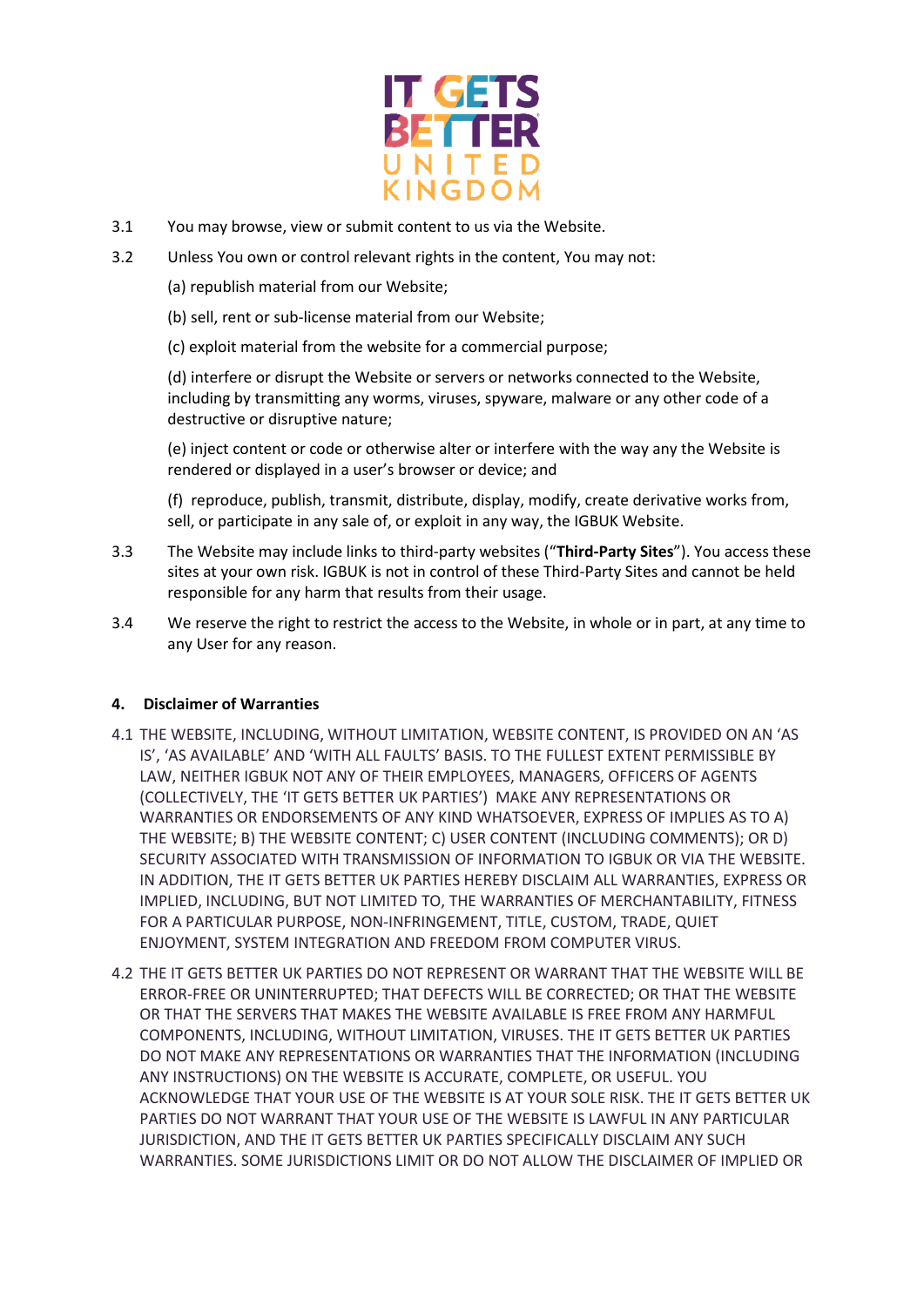3.1 You may browse, view or submit content to us via the Website.

3.2 Unless You own or control relevant rights in the content, You may not:

(a) republish material from our Website;

(b) sell, rent or sub-license material from our Website;

(c) exploit material from the website for a commercial purpose;

(d) interfere or disrupt the Website or servers or networks connected to the Website, including by transmitting any worms, viruses, spyware, malware or any other code of a destructive or disruptive nature;

(e) inject content or code or otherwise alter or interfere with the way any the Website is rendered or displayed in a user's browser or device; and

(f) reproduce, publish, transmit, distribute, display, modify, create derivative works from, sell, or participate in any sale of, or exploit in any way, the IGBUK Website.

3.3 The Website may include links to third-party websites ("**Third-Party Sites**"). You access these sites at your own risk. IGBUK is not in control of these Third-Party Sites and cannot be held responsible for any harm that results from their usage.

3.4 We reserve the right to restrict the access to the Website, in whole or in part, at any time to any User for any reason.

## 4. Disclaimer of Warranties

4.1 THE WEBSITE, INCLUDING, WITHOUT LIMITATION, WEBSITE CONTENT, IS PROVIDED ON AN 'AS IS', 'AS AVAILABLE' AND 'WITH ALL FAULTS' BASIS. TO THE FULLEST EXTENT PERMISSIBLE BY LAW, NEITHER IGBUK NOT ANY OF THEIR EMPLOYEES, MANAGERS, OFFICERS OF AGENTS (COLLECTIVELY, THE 'IT GETS BETTER UK PARTIES') MAKE ANY REPRESENTATIONS OR WARRANTIES OR ENDORSEMENTS OF ANY KIND WHATSOEVER, EXPRESS OF IMPLIES AS TO A) THE WEBSITE; B) THE WEBSITE CONTENT; C) USER CONTENT (INCLUDING COMMENTS); OR D) SECURITY ASSOCIATED WITH TRANSMISSION OF INFORMATION TO IGBUK OR VIA THE WEBSITE. IN ADDITION, THE IT GETS BETTER UK PARTIES HEREBY DISCLAIM ALL WARRANTIES, EXPRESS OR IMPLIED, INCLUDING, BUT NOT LIMITED TO, THE WARRANTIES OF MERCHANTABILITY, FITNESS FOR A PARTICULAR PURPOSE, NON-INFRINGEMENT, TITLE, CUSTOM, TRADE, QUIET ENJOYMENT, SYSTEM INTEGRATION AND FREEDOM FROM COMPUTER VIRUS.

4.2 THE IT GETS BETTER UK PARTIES DO NOT REPRESENT OR WARRANT THAT THE WEBSITE WILL BE ERROR-FREE OR UNINTERRUPTED; THAT DEFECTS WILL BE CORRECTED; OR THAT THE WEBSITE OR THAT THE SERVERS THAT MAKES THE WEBSITE AVAILABLE IS FREE FROM ANY HARMFUL COMPONENTS, INCLUDING, WITHOUT LIMITATION, VIRUSES. THE IT GETS BETTER UK PARTIES DO NOT MAKE ANY REPRESENTATIONS OR WARRANTIES THAT THE INFORMATION (INCLUDING ANY INSTRUCTIONS) ON THE WEBSITE IS ACCURATE, COMPLETE, OR USEFUL. YOU ACKNOWLEDGE THAT YOUR USE OF THE WEBSITE IS AT YOUR SOLE RISK. THE IT GETS BETTER UK PARTIES DO NOT WARRANT THAT YOUR USE OF THE WEBSITE IS LAWFUL IN ANY PARTICULAR JURISDICTION, AND THE IT GETS BETTER UK PARTIES SPECIFICALLY DISCLAIM ANY SUCH WARRANTIES. SOME JURISDICTIONS LIMIT OR DO NOT ALLOW THE DISCLAIMER OF IMPLIED OR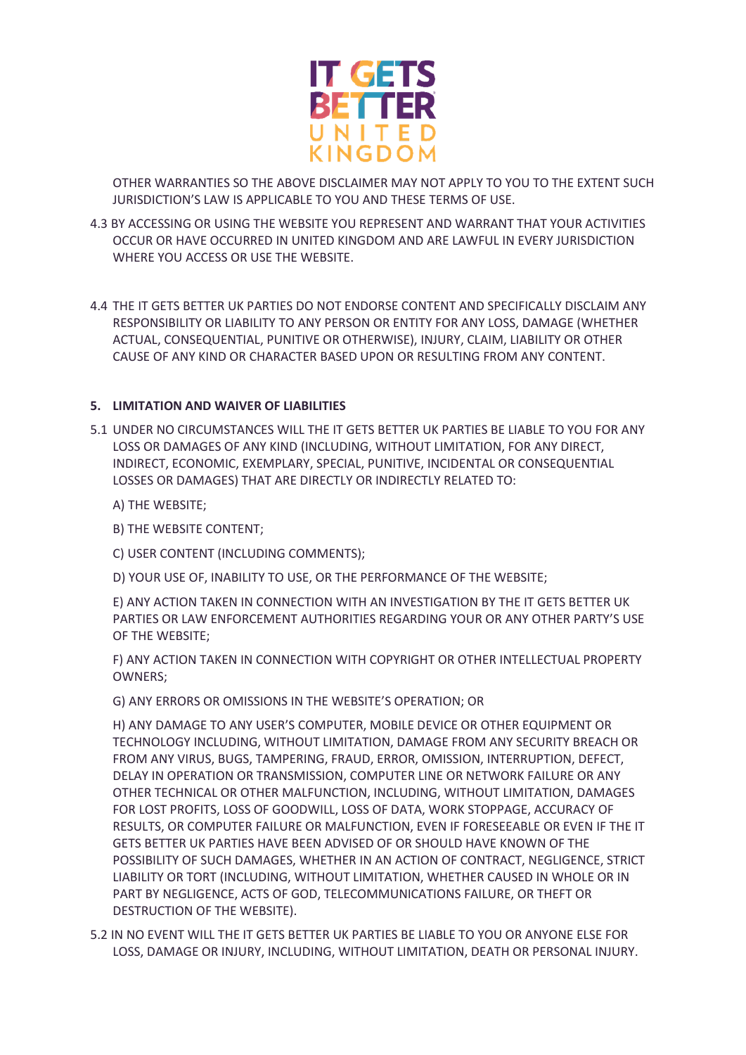OTHER WARRANTIES SO THE ABOVE DISCLAIMER MAY NOT APPLY TO YOU TO THE EXTENT SUCH JURISDICTION'S LAW IS APPLICABLE TO YOU AND THESE TERMS OF USE.

4.3 BY ACCESSING OR USING THE WEBSITE YOU REPRESENT AND WARRANT THAT YOUR ACTIVITIES OCCUR OR HAVE OCCURRED IN UNITED KINGDOM AND ARE LAWFUL IN EVERY JURISDICTION WHERE YOU ACCESS OR USE THE WEBSITE.

4.4 THE IT GETS BETTER UK PARTIES DO NOT ENDORSE CONTENT AND SPECIFICALLY DISCLAIM ANY RESPONSIBILITY OR LIABILITY TO ANY PERSON OR ENTITY FOR ANY LOSS, DAMAGE (WHETHER ACTUAL, CONSEQUENTIAL, PUNITIVE OR OTHERWISE), INJURY, CLAIM, LIABILITY OR OTHER CAUSE OF ANY KIND OR CHARACTER BASED UPON OR RESULTING FROM ANY CONTENT.

**5. LIMITATION AND WAIVER OF LIABILITIES**

5.1 UNDER NO CIRCUMSTANCES WILL THE IT GETS BETTER UK PARTIES BE LIABLE TO YOU FOR ANY LOSS OR DAMAGES OF ANY KIND (INCLUDING, WITHOUT LIMITATION, FOR ANY DIRECT, INDIRECT, ECONOMIC, EXEMPLARY, SPECIAL, PUNITIVE, INCIDENTAL OR CONSEQUENTIAL LOSSES OR DAMAGES) THAT ARE DIRECTLY OR INDIRECTLY RELATED TO:

A) THE WEBSITE;

B) THE WEBSITE CONTENT;

C) USER CONTENT (INCLUDING COMMENTS);

D) YOUR USE OF, INABILITY TO USE, OR THE PERFORMANCE OF THE WEBSITE;

E) ANY ACTION TAKEN IN CONNECTION WITH AN INVESTIGATION BY THE IT GETS BETTER UK PARTIES OR LAW ENFORCEMENT AUTHORITIES REGARDING YOUR OR ANY OTHER PARTY'S USE OF THE WEBSITE;

F) ANY ACTION TAKEN IN CONNECTION WITH COPYRIGHT OR OTHER INTELLECTUAL PROPERTY OWNERS;

G) ANY ERRORS OR OMISSIONS IN THE WEBSITE'S OPERATION; OR

H) ANY DAMAGE TO ANY USER'S COMPUTER, MOBILE DEVICE OR OTHER EQUIPMENT OR TECHNOLOGY INCLUDING, WITHOUT LIMITATION, DAMAGE FROM ANY SECURITY BREACH OR FROM ANY VIRUS, BUGS, TAMPERING, FRAUD, ERROR, OMISSION, INTERRUPTION, DEFECT, DELAY IN OPERATION OR TRANSMISSION, COMPUTER LINE OR NETWORK FAILURE OR ANY OTHER TECHNICAL OR OTHER MALFUNCTION, INCLUDING, WITHOUT LIMITATION, DAMAGES FOR LOST PROFITS, LOSS OF GOODWILL, LOSS OF DATA, WORK STOPPAGE, ACCURACY OF RESULTS, OR COMPUTER FAILURE OR MALFUNCTION, EVEN IF FORESEEABLE OR EVEN IF THE IT GETS BETTER UK PARTIES HAVE BEEN ADVISED OF OR SHOULD HAVE KNOWN OF THE POSSIBILITY OF SUCH DAMAGES, WHETHER IN AN ACTION OF CONTRACT, NEGLIGENCE, STRICT LIABILITY OR TORT (INCLUDING, WITHOUT LIMITATION, WHETHER CAUSED IN WHOLE OR IN PART BY NEGLIGENCE, ACTS OF GOD, TELECOMMUNICATIONS FAILURE, OR THEFT OR DESTRUCTION OF THE WEBSITE).

5.2 IN NO EVENT WILL THE IT GETS BETTER UK PARTIES BE LIABLE TO YOU OR ANYONE ELSE FOR LOSS, DAMAGE OR INJURY, INCLUDING, WITHOUT LIMITATION, DEATH OR PERSONAL INJURY.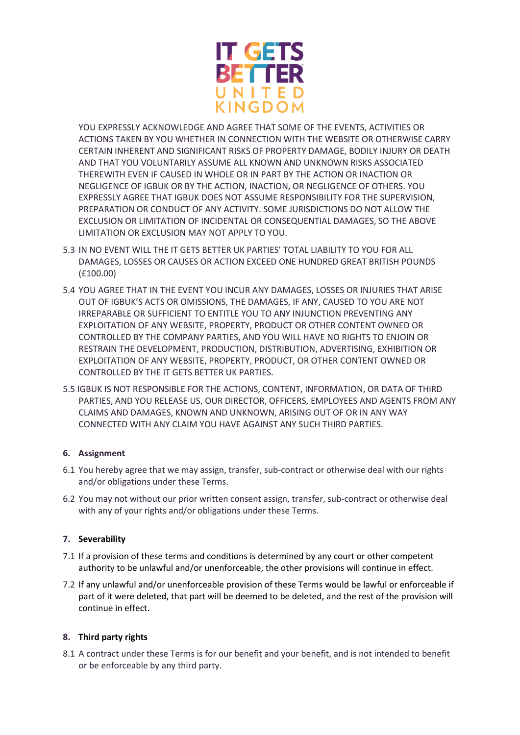YOU EXPRESSLY ACKNOWLEDGE AND AGREE THAT SOME OF THE EVENTS, ACTIVITIES OR ACTIONS TAKEN BY YOU WHETHER IN CONNECTION WITH THE WEBSITE OR OTHERWISE CARRY CERTAIN INHERENT AND SIGNIFICANT RISKS OF PROPERTY DAMAGE, BODILY INJURY OR DEATH AND THAT YOU VOLUNTARILY ASSUME ALL KNOWN AND UNKNOWN RISKS ASSOCIATED THEREWITH EVEN IF CAUSED IN WHOLE OR IN PART BY THE ACTION OR INACTION OR NEGLIGENCE OF IGBUK OR BY THE ACTION, INACTION, OR NEGLIGENCE OF OTHERS. YOU EXPRESSLY AGREE THAT IGBUK DOES NOT ASSUME RESPONSIBILITY FOR THE SUPERVISION, PREPARATION OR CONDUCT OF ANY ACTIVITY. SOME JURISDICTIONS DO NOT ALLOW THE EXCLUSION OR LIMITATION OF INCIDENTAL OR CONSEQUENTIAL DAMAGES, SO THE ABOVE LIMITATION OR EXCLUSION MAY NOT APPLY TO YOU.

5.3 IN NO EVENT WILL THE IT GETS BETTER UK PARTIES' TOTAL LIABILITY TO YOU FOR ALL DAMAGES, LOSSES OR CAUSES OR ACTION EXCEED ONE HUNDRED GREAT BRITISH POUNDS (£100.00)

5.4 YOU AGREE THAT IN THE EVENT YOU INCUR ANY DAMAGES, LOSSES OR INJURIES THAT ARISE OUT OF IGBUK'S ACTS OR OMISSIONS, THE DAMAGES, IF ANY, CAUSED TO YOU ARE NOT IRREPARABLE OR SUFFICIENT TO ENTITLE YOU TO ANY INJUNCTION PREVENTING ANY EXPLOITATION OF ANY WEBSITE, PROPERTY, PRODUCT OR OTHER CONTENT OWNED OR CONTROLLED BY THE COMPANY PARTIES, AND YOU WILL HAVE NO RIGHTS TO ENJOIN OR RESTRAIN THE DEVELOPMENT, PRODUCTION, DISTRIBUTION, ADVERTISING, EXHIBITION OR EXPLOITATION OF ANY WEBSITE, PROPERTY, PRODUCT, OR OTHER CONTENT OWNED OR CONTROLLED BY THE IT GETS BETTER UK PARTIES.

5.5 IGBUK IS NOT RESPONSIBLE FOR THE ACTIONS, CONTENT, INFORMATION, OR DATA OF THIRD PARTIES, AND YOU RELEASE US, OUR DIRECTOR, OFFICERS, EMPLOYEES AND AGENTS FROM ANY CLAIMS AND DAMAGES, KNOWN AND UNKNOWN, ARISING OUT OF OR IN ANY WAY CONNECTED WITH ANY CLAIM YOU HAVE AGAINST ANY SUCH THIRD PARTIES.

## 6. Assignment

6.1 You hereby agree that we may assign, transfer, sub-contract or otherwise deal with our rights and/or obligations under these Terms.

6.2 You may not without our prior written consent assign, transfer, sub-contract or otherwise deal with any of your rights and/or obligations under these Terms.

## 7. Severability

7.1 If a provision of these terms and conditions is determined by any court or other competent authority to be unlawful and/or unenforceable, the other provisions will continue in effect.

7.2 If any unlawful and/or unenforceable provision of these Terms would be lawful or enforceable if part of it were deleted, that part will be deemed to be deleted, and the rest of the provision will continue in effect.

## 8. Third party rights

8.1 A contract under these Terms is for our benefit and your benefit, and is not intended to benefit or be enforceable by any third party.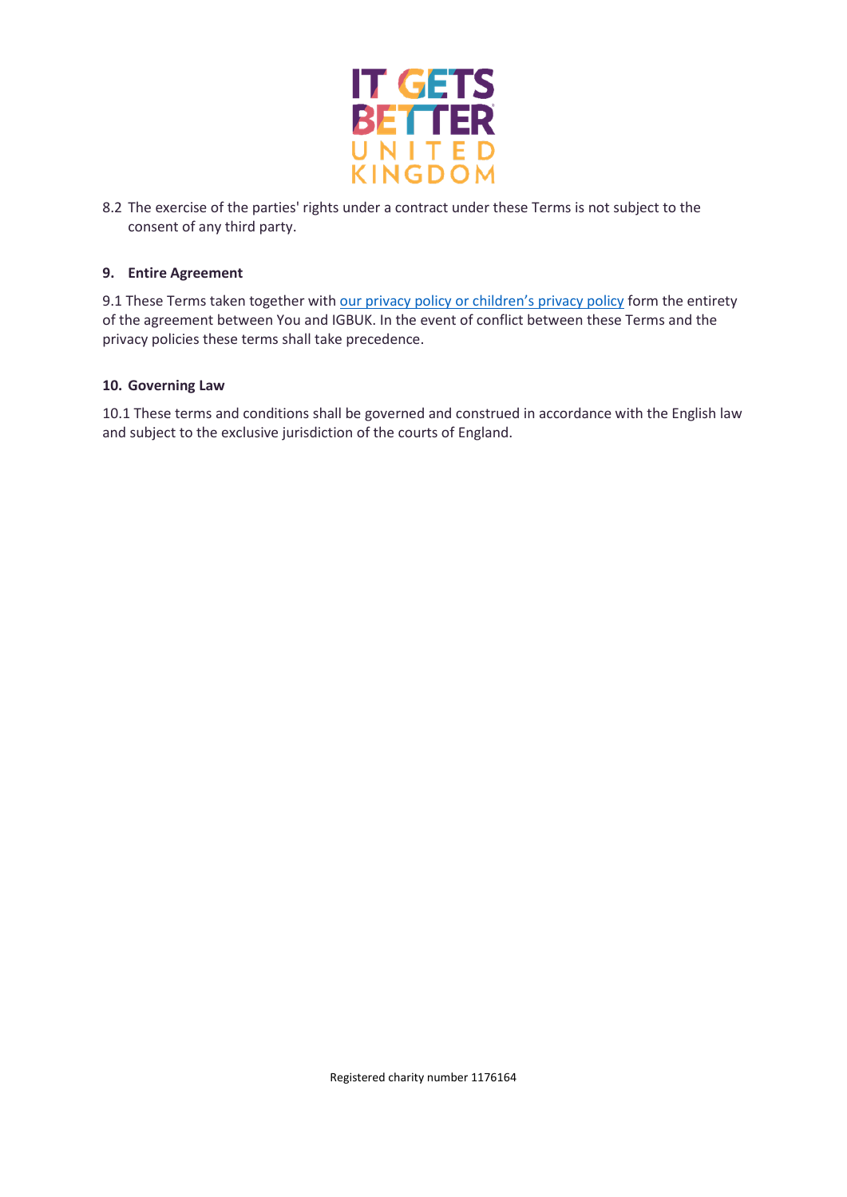8.2 The exercise of the parties' rights under a contract under these Terms is not subject to the consent of any third party.

## 9. Entire Agreement

9.1 These Terms taken together with our privacy policy or children's privacy policy form the entirety of the agreement between You and IGBUK. In the event of conflict between these Terms and the privacy policies these terms shall take precedence.

## 10. Governing Law

10.1 These terms and conditions shall be governed and construed in accordance with the English law and subject to the exclusive jurisdiction of the courts of England.